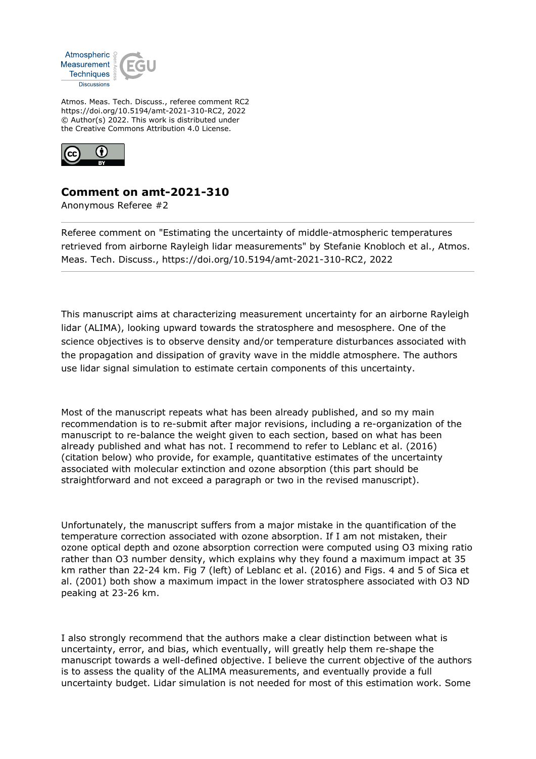Atmos. Meas. Tech. Discuss., referee comment RC2
https://doi.org/10.5194/amt-2021-310-RC2, 2022
© Author(s) 2022. This work is distributed under
the Creative Commons Attribution 4.0 License.

## Comment on amt-2021-310

Anonymous Referee #2

---

Referee comment on "Estimating the uncertainty of middle-atmospheric temperatures retrieved from airborne Rayleigh lidar measurements" by Stefanie Knobloch et al., Atmos. Meas. Tech. Discuss., https://doi.org/10.5194/amt-2021-310-RC2, 2022

---

This manuscript aims at characterizing measurement uncertainty for an airborne Rayleigh lidar (ALIMA), looking upward towards the stratosphere and mesosphere. One of the science objectives is to observe density and/or temperature disturbances associated with the propagation and dissipation of gravity wave in the middle atmosphere. The authors use lidar signal simulation to estimate certain components of this uncertainty.

Most of the manuscript repeats what has been already published, and so my main recommendation is to re-submit after major revisions, including a re-organization of the manuscript to re-balance the weight given to each section, based on what has been already published and what has not. I recommend to refer to Leblanc et al. (2016) (citation below) who provide, for example, quantitative estimates of the uncertainty associated with molecular extinction and ozone absorption (this part should be straightforward and not exceed a paragraph or two in the revised manuscript).

Unfortunately, the manuscript suffers from a major mistake in the quantification of the temperature correction associated with ozone absorption. If I am not mistaken, their ozone optical depth and ozone absorption correction were computed using O3 mixing ratio rather than O3 number density, which explains why they found a maximum impact at 35 km rather than 22-24 km. Fig 7 (left) of Leblanc et al. (2016) and Figs. 4 and 5 of Sica et al. (2001) both show a maximum impact in the lower stratosphere associated with O3 ND peaking at 23-26 km.

I also strongly recommend that the authors make a clear distinction between what is uncertainty, error, and bias, which eventually, will greatly help them re-shape the manuscript towards a well-defined objective. I believe the current objective of the authors is to assess the quality of the ALIMA measurements, and eventually provide a full uncertainty budget. Lidar simulation is not needed for most of this estimation work. Some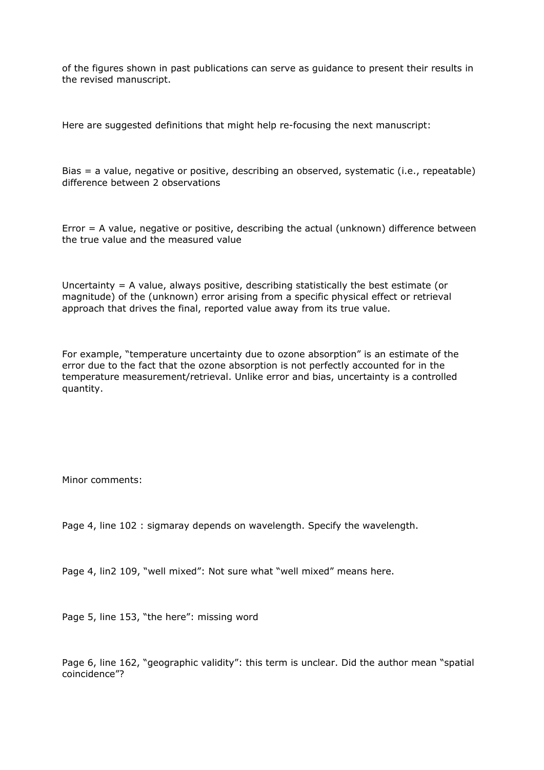of the figures shown in past publications can serve as guidance to present their results in the revised manuscript.

Here are suggested definitions that might help re-focusing the next manuscript:

Bias = a value, negative or positive, describing an observed, systematic (i.e., repeatable) difference between 2 observations

Error = A value, negative or positive, describing the actual (unknown) difference between the true value and the measured value

Uncertainty = A value, always positive, describing statistically the best estimate (or magnitude) of the (unknown) error arising from a specific physical effect or retrieval approach that drives the final, reported value away from its true value.

For example, "temperature uncertainty due to ozone absorption" is an estimate of the error due to the fact that the ozone absorption is not perfectly accounted for in the temperature measurement/retrieval. Unlike error and bias, uncertainty is a controlled quantity.

Minor comments:

Page 4, line 102 : sigmaray depends on wavelength. Specify the wavelength.

Page 4, lin2 109, "well mixed": Not sure what "well mixed" means here.

Page 5, line 153, "the here": missing word

Page 6, line 162, "geographic validity": this term is unclear. Did the author mean "spatial coincidence"?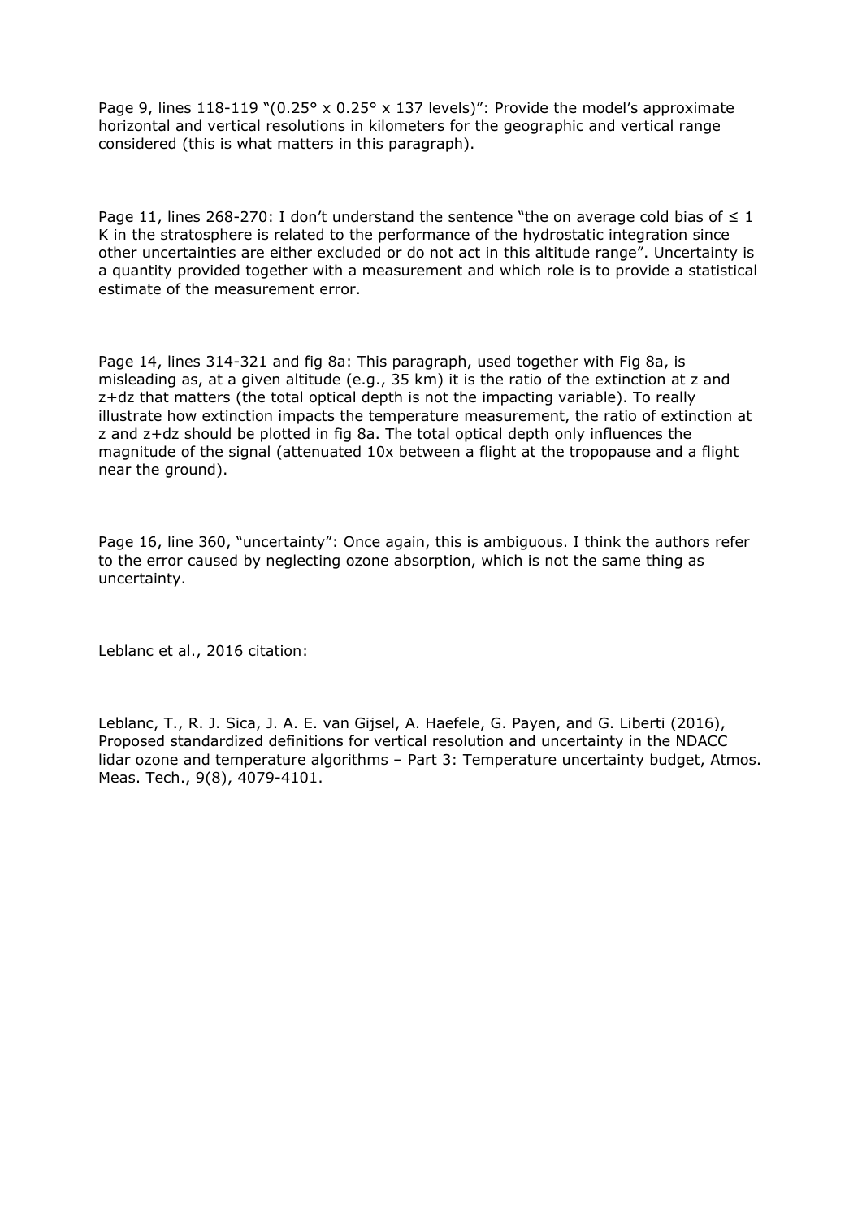Page 9, lines 118-119 "(0.25° x 0.25° x 137 levels)": Provide the model's approximate horizontal and vertical resolutions in kilometers for the geographic and vertical range considered (this is what matters in this paragraph).

Page 11, lines 268-270: I don't understand the sentence "the on average cold bias of ≤ 1 K in the stratosphere is related to the performance of the hydrostatic integration since other uncertainties are either excluded or do not act in this altitude range". Uncertainty is a quantity provided together with a measurement and which role is to provide a statistical estimate of the measurement error.

Page 14, lines 314-321 and fig 8a: This paragraph, used together with Fig 8a, is misleading as, at a given altitude (e.g., 35 km) it is the ratio of the extinction at z and z+dz that matters (the total optical depth is not the impacting variable). To really illustrate how extinction impacts the temperature measurement, the ratio of extinction at z and z+dz should be plotted in fig 8a. The total optical depth only influences the magnitude of the signal (attenuated 10x between a flight at the tropopause and a flight near the ground).

Page 16, line 360, "uncertainty": Once again, this is ambiguous. I think the authors refer to the error caused by neglecting ozone absorption, which is not the same thing as uncertainty.

Leblanc et al., 2016 citation:

Leblanc, T., R. J. Sica, J. A. E. van Gijsel, A. Haefele, G. Payen, and G. Liberti (2016), Proposed standardized definitions for vertical resolution and uncertainty in the NDACC lidar ozone and temperature algorithms – Part 3: Temperature uncertainty budget, Atmos. Meas. Tech., 9(8), 4079-4101.